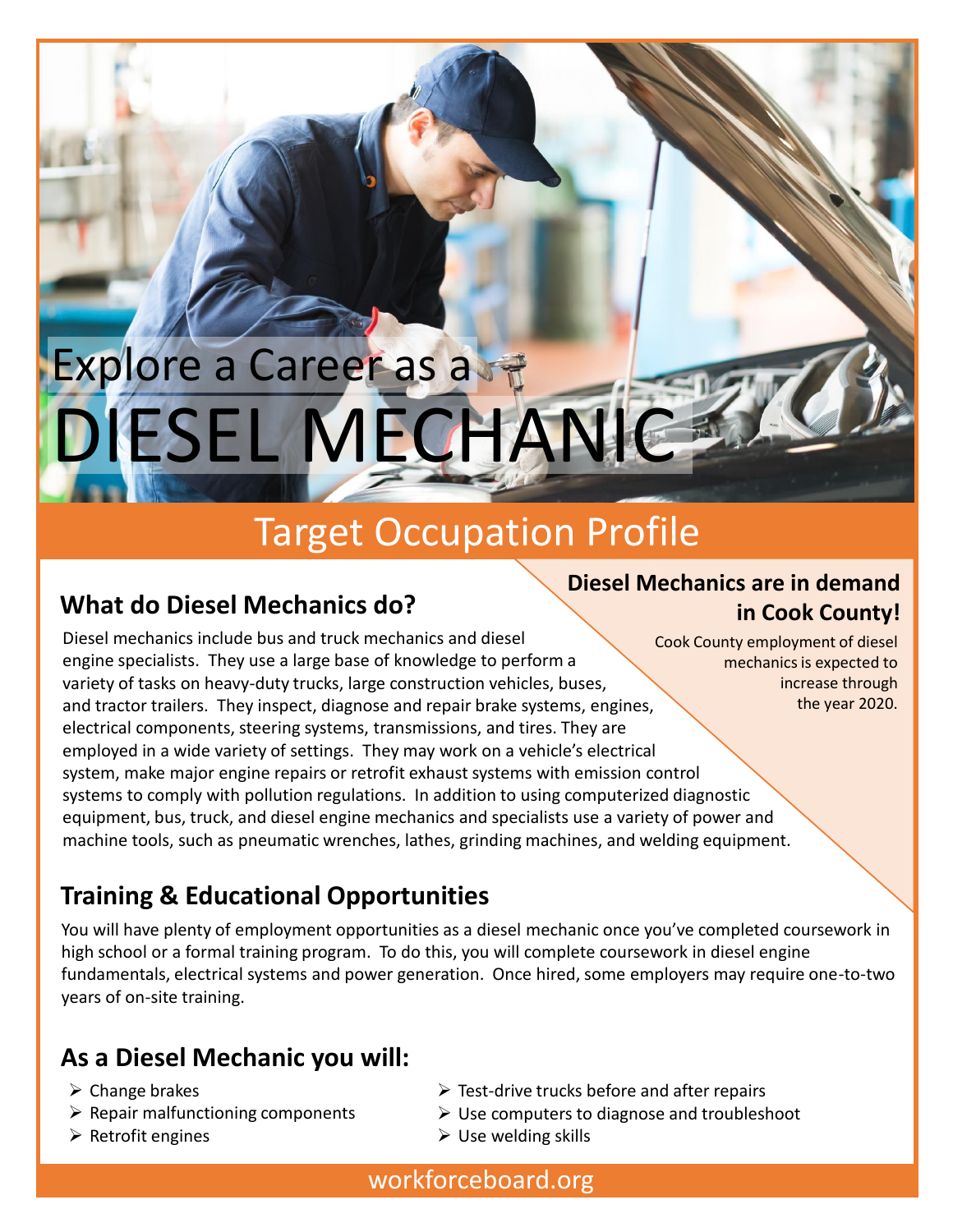# Explore a Career as a DIESEL MECHANIC

## Target Occupation Profile

## What do Diesel Mechanics do?

Diesel mechanics include bus and truck mechanics and diesel engine specialists. They use a large base of knowledge to perform a variety of tasks on heavy-duty trucks, large construction vehicles, buses, and tractor trailers. They inspect, diagnose and repair brake systems, engines, electrical components, steering systems, transmissions, and tires. They are employed in a wide variety of settings. They may work on a vehicle's electrical system, make major engine repairs or retrofit exhaust systems with emission control systems to comply with pollution regulations. In addition to using computerized diagnostic equipment, bus, truck, and diesel engine mechanics and specialists use a variety of power and machine tools, such as pneumatic wrenches, lathes, grinding machines, and welding equipment.

**Diesel Mechanics are in demand in Cook County!**

Cook County employment of diesel mechanics is expected to increase through the year 2020.

## Training & Educational Opportunities

You will have plenty of employment opportunities as a diesel mechanic once you've completed coursework in high school or a formal training program. To do this, you will complete coursework in diesel engine fundamentals, electrical systems and power generation. Once hired, some employers may require one-to-two years of on-site training.

## As a Diesel Mechanic you will:

- Change brakes
- Repair malfunctioning components
- Retrofit engines
- Test-drive trucks before and after repairs
- Use computers to diagnose and troubleshoot
- Use welding skills

workforceboard.org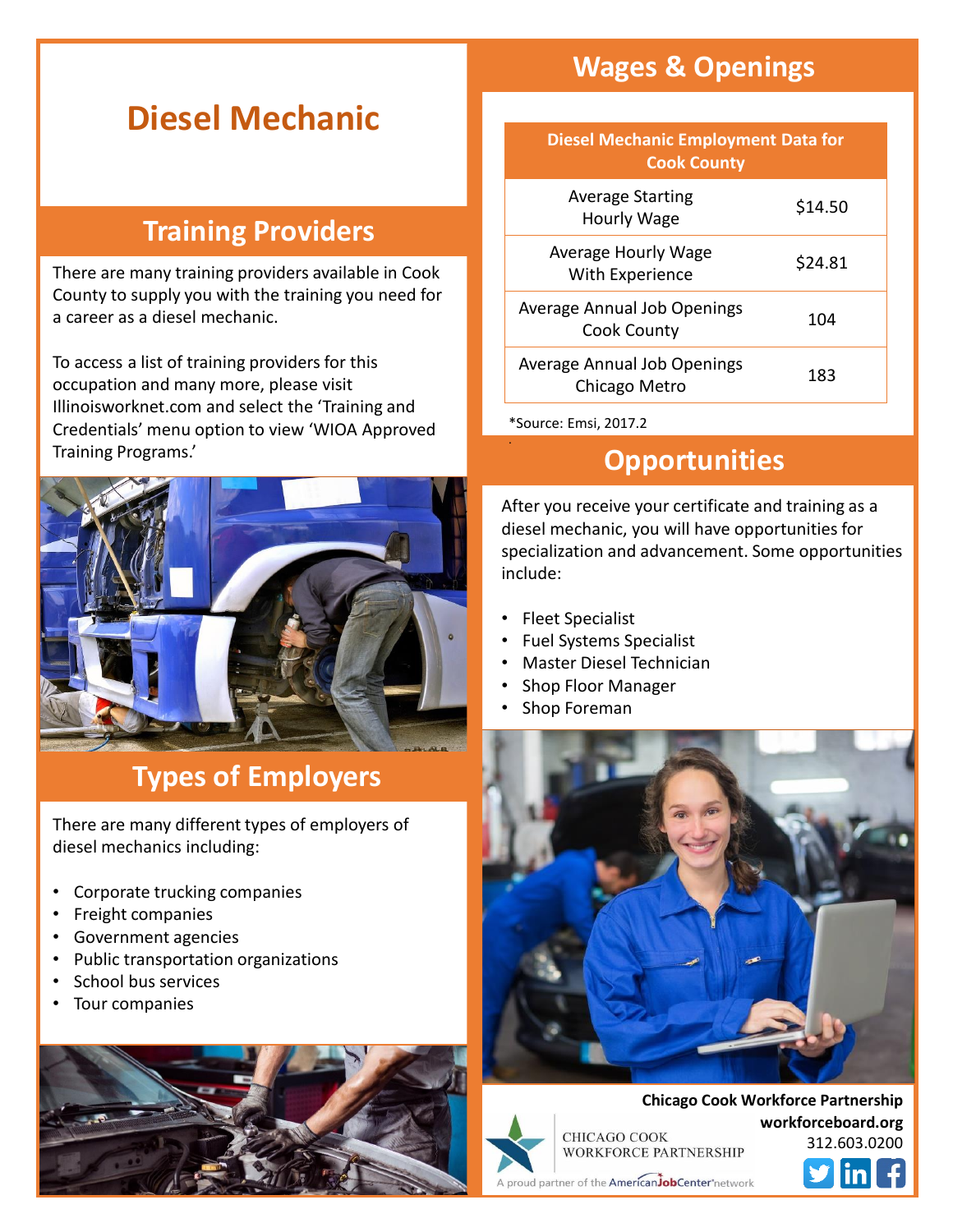# Diesel Mechanic

## Training Providers

There are many training providers available in Cook County to supply you with the training you need for a career as a diesel mechanic.

To access a list of training providers for this occupation and many more, please visit Illinoisworknet.com and select the 'Training and Credentials' menu option to view 'WIOA Approved Training Programs.'

## Types of Employers

There are many different types of employers of diesel mechanics including:

- Corporate trucking companies
- Freight companies
- Government agencies
- Public transportation organizations
- School bus services
- Tour companies

## Wages & Openings

| Diesel Mechanic Employment Data for Cook County | |
|---|---|
| Average Starting Hourly Wage | $14.50 |
| Average Hourly Wage With Experience | $24.81 |
| Average Annual Job Openings Cook County | 104 |
| Average Annual Job Openings Chicago Metro | 183 |

*Source: Emsi, 2017.2

## Opportunities

After you receive your certificate and training as a diesel mechanic, you will have opportunities for specialization and advancement. Some opportunities include:

- Fleet Specialist
- Fuel Systems Specialist
- Master Diesel Technician
- Shop Floor Manager
- Shop Foreman

**Chicago Cook Workforce Partnership**
**workforceboard.org**
312.603.0200

CHICAGO COOK WORKFORCE PARTNERSHIP

A proud partner of the AmericanJobCenter network